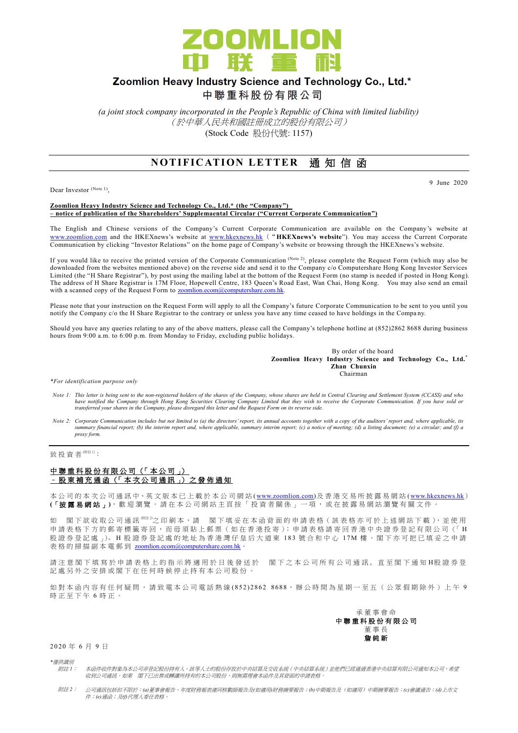# Zoomlion Heavy Industry Science and Technology Co., Ltd.*

# 中聯重科股份有限公司

*(a joint stock company incorporated in the People's Republic of China with limited liability)*

*（於中華人民共和國註冊成立的股份有限公司）*

(Stock Code 股份代號: 1157)

## NOTIFICATION LETTER 通知信函

9 June 2020

Dear Investor (Note 1),

**Zoomlion Heavy Industry Science and Technology Co., Ltd.* (the "Company")**
**– notice of publication of the Shareholders' Supplemaental Circular ("Current Corporate Communication")**

The English and Chinese versions of the Company's Current Corporate Communication are available on the Company's website at www.zoomlion.com and the HKEXnews's website at www.hkexnews.hk ("**HKEXnews's website**"). You may access the Current Corporate Communication by clicking "Investor Relations" on the home page of Company's website or browsing through the HKEXnews's website.

If you would like to receive the printed version of the Corporate Communication (Note 2), please complete the Request Form (which may also be downloaded from the websites mentioned above) on the reverse side and send it to the Company c/o Computershare Hong Kong Investor Services Limited (the "H Share Registrar"), by post using the mailing label at the bottom of the Request Form (no stamp is needed if posted in Hong Kong). The address of H Share Registrar is 17M Floor, Hopewell Centre, 183 Queen's Road East, Wan Chai, Hong Kong. You may also send an email with a scanned copy of the Request Form to zoomlion.ecom@computershare.com.hk.

Please note that your instruction on the Request Form will apply to all the Company's future Corporate Communication to be sent to you until you notify the Company c/o the H Share Registrar to the contrary or unless you have any time ceased to have holdings in the Company.

Should you have any queries relating to any of the above matters, please call the Company's telephone hotline at (852)2862 8688 during business hours from 9:00 a.m. to 6:00 p.m. from Monday to Friday, excluding public holidays.

By order of the board
**Zoomlion Heavy Industry Science and Technology Co., Ltd.***
**Zhan Chunxin**
Chairman

*\*For identification purpose only*

*Note 1: This letter is being sent to the non-registered holders of the shares of the Company, whose shares are held in Central Clearing and Settlement System (CCASS) and who have notified the Company through Hong Kong Securities Clearing Company Limited that they wish to receive the Corporate Communication. If you have sold or transferred your shares in the Company, please disregard this letter and the Request Form on its reverse side.*

*Note 2: Corporate Communication includes but not limited to (a) the directors' report, its annual accounts together with a copy of the auditors' report and, where applicable, its summary financial report; (b) the interim report and, where applicable, summary interim report; (c) a notice of meeting; (d) a listing document; (e) a circular; and (f) a proxy form.*

---

致投資者(附註1)：

**中聯重科股份有限公司（「本公司」）**
**－股東補充通函（「本次公司通訊」）之發佈通知**

本公司的本次公司通訊中、英文版本已上載於本公司網站(www.zoomlion.com)及香港交易所披露易網站(www.hkexnews.hk)(**「披露易網站」**)，歡迎瀏覽。請在本公司網站主頁按「投資者關係」一項，或在披露易網站瀏覽有關文件。

如 閣下欲收取公司通訊(附註2)之印刷本，請 閣下填妥在本函背面的申請表格（該表格亦可於上述網站下載），並使用申請表格下方的郵寄標籤寄回，而毋須貼上郵票（如在香港投寄）；申請表格請寄回香港中央證券登記有限公司（「H股證券登記處」）。H股證券登記處的地址為香港灣仔皇后大道東183號合和中心17M樓。閣下亦可把已填妥之申請表格的掃描副本電郵到 zoomlion.ecom@computershare.com.hk。

請注意閣下填寫於申請表格上的指示將適用於日後發送於 閣下之本公司所有公司通訊，直至閣下通知H股證券登記處另外之安排或閣下在任何時候停止持有本公司股份。

如對本函內容有任何疑問，請致電本公司電話熱線(852)2862 8688，辦公時間為星期一至五（公眾假期除外）上午9時正至下午6時正。

承董事會命
**中聯重科股份有限公司**
董事長
**詹純新**

2020年6月9日

*\*僅供識別*

*附註1： 本函件收件對象為本公司非登記股份持有人。該等人士的股份存放於中央結算及交收系統（中央結算系統）並他們已經通過香港中央結算有限公司通知本公司，希望收到公司通訊。如果 閣下已出售或轉讓所持有的本公司股份，則無需理會本函件及其背面的申請表格。*

*附註2： 公司通訊包括但不限於：(a)董事會報告、年度財務報表連同核數師報告及(如適用)財務摘要報告；(b)中期報告及（如適用）中期摘要報告；(c)會議通告；(d)上市文件；(e)通函；及(f)代理人委任表格。*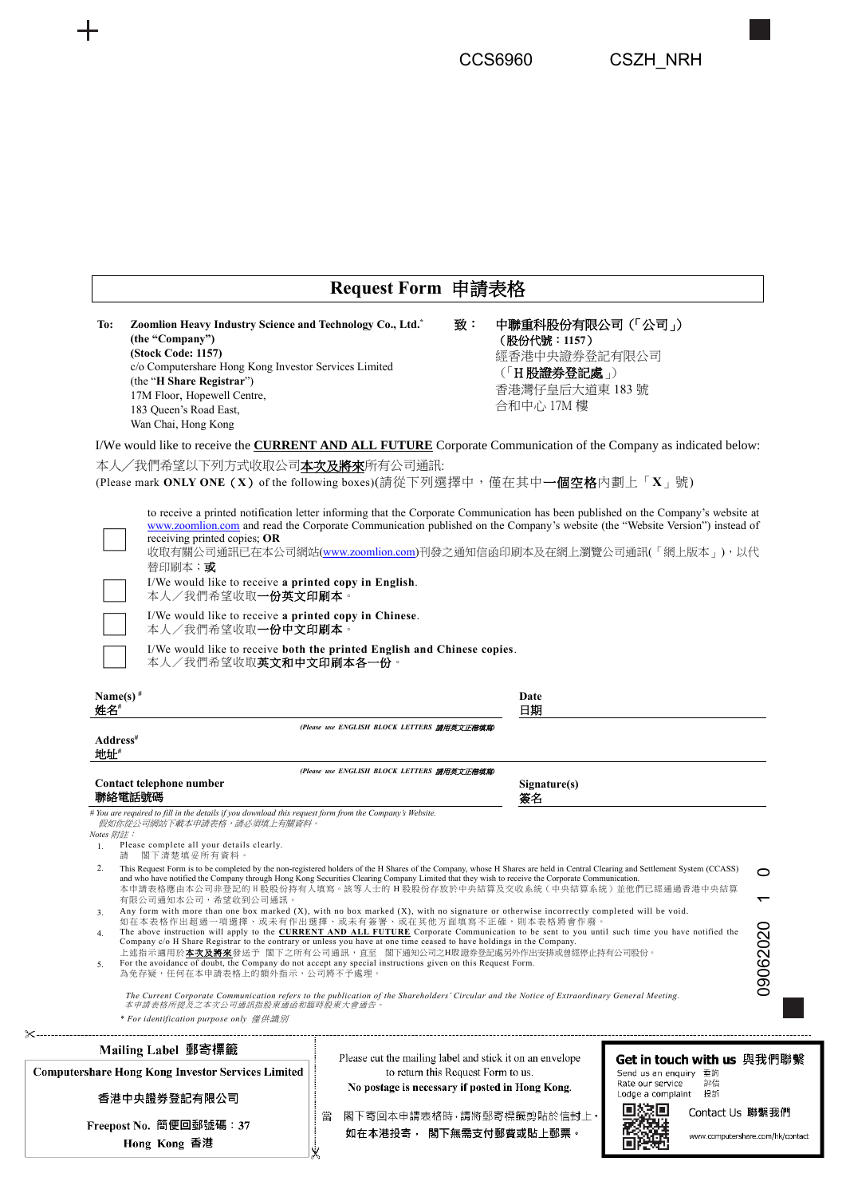CCS6960 CSZH_NRH

# Request Form 申請表格

**To:** **Zoomlion Heavy Industry Science and Technology Co., Ltd.*** **(the "Company")** **(Stock Code: 1157)**
c/o Computershare Hong Kong Investor Services Limited
(the "**H Share Registrar**")
17M Floor, Hopewell Centre,
183 Queen's Road East,
Wan Chai, Hong Kong

**致：** **中聯重科股份有限公司（「公司」）** **（股份代號：1157）**
經香港中央證券登記有限公司
（「**H股證券登記處**」）
香港灣仔皇后大道東 183 號
合和中心 17M 樓

I/We would like to receive the **CURRENT AND ALL FUTURE** Corporate Communication of the Company as indicated below:
本人／我們希望以下列方式收取公司**本次及將來**所有公司通訊:
(Please mark **ONLY ONE** (**X**) of the following boxes)(請從下列選擇中，僅在其中**一個空格**內劃上「**X**」號)

☐ to receive a printed notification letter informing that the Corporate Communication has been published on the Company's website at www.zoomlion.com and read the Corporate Communication published on the Company's website (the "Website Version") instead of receiving printed copies; **OR**
收取有關公司通訊已在本公司網站(www.zoomlion.com)刊發之通知信函印刷本及在網上瀏覽公司通訊(「網上版本」)，以代替印刷本；**或**

☐ I/We would like to receive **a printed copy in English**.
本人／我們希望收取**一份英文印刷本**。

☐ I/We would like to receive **a printed copy in Chinese**.
本人／我們希望收取**一份中文印刷本**。

☐ I/We would like to receive **both the printed English and Chinese copies**.
本人／我們希望收取**英文和中文印刷本各一份**。

**Name(s)**# **姓名**# ____________________ (*Please use ENGLISH BLOCK LETTERS 請用英文正楷填寫*)

**Date 日期** ____________________

**Address**# **地址**# ____________________ (*Please use ENGLISH BLOCK LETTERS 請用英文正楷填寫*)

**Contact telephone number 聯絡電話號碼** ____________________

**Signature(s) 簽名** ____________________

*# You are required to fill in the details if you download this request form from the Company's Website.*
*假如你從公司網站下載本申請表格，請必須填上有關資料。*

*Notes 附註：*

1. Please complete all your details clearly.
   請 閣下清楚填妥所有資料。
2. This Request Form is to be completed by the non-registered holders of the H Shares of the Company, whose H Shares are held in Central Clearing and Settlement System (CCASS) and who have notified the Company through Hong Kong Securities Clearing Company Limited that they wish to receive the Corporate Communication.
   本申請表格應由本公司非登記的H股股份持有人填寫。該等人士的H股股份存放於中央結算及交收系統（中央結算系統）並他們已經通過香港中央結算有限公司通知本公司，希望收到公司通訊。
3. Any form with more than one box marked (X), with no box marked (X), with no signature or otherwise incorrectly completed will be void.
   如在本表格作出超過一項選擇、或未有作出選擇、或未有簽署、或在其他方面填寫不正確，則本表格將會作廢。
4. The above instruction will apply to the **CURRENT AND ALL FUTURE** Corporate Communication to be sent to you until such time you have notified the Company c/o H Share Registrar to the contrary or unless you have at one time ceased to have holdings in the Company.
   上述指示適用於**本次及將來**發送予 閣下之所有公司通訊，直至 閣下通知公司之H股證券登記處另外作出安排或曾經停止持有公司股份。
5. For the avoidance of doubt, the Company do not accept any special instructions given on this Request Form.
   為免存疑，任何在本申請表格上的額外指示，公司將不予處理。

*The Current Corporate Communication refers to the publication of the Shareholders' Circular and the Notice of Extraordinary General Meeting.*
*本申請表格所提及之本次公司通訊指股東通函和臨時股東大會通告。*

\* *For identification purpose only 僅供識別*

09062020 1 0

---

**Mailing Label 郵寄標籤**

**Computershare Hong Kong Investor Services Limited**

**香港中央證券登記有限公司**

**Freepost No. 簡便回郵號碼：37**

**Hong Kong 香港**

Please cut the mailing label and stick it on an envelope to return this Request Form to us.
**No postage is necessary if posted in Hong Kong.**

當 閣下寄回本申請表格時，請將郵寄標籤剪貼於信封上。
**如在本港投寄， 閣下無需支付郵費或貼上郵票。**

**Get in touch with us 與我們聯繫**
Send us an enquiry 查詢
Rate our service 評價
Lodge a complaint 投訴
Contact Us 聯繫我們
www.computershare.com/hk/contact